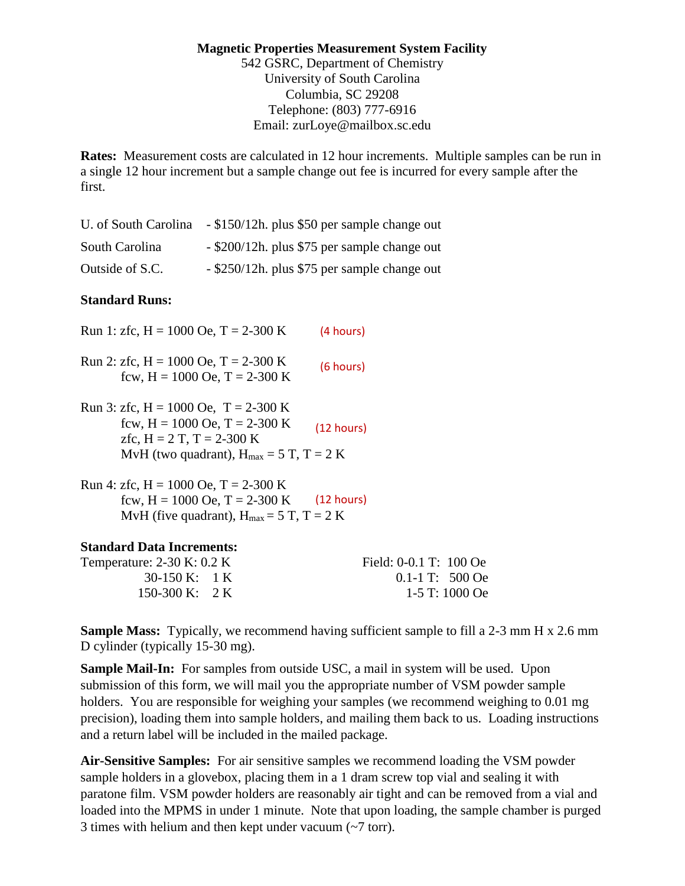**Magnetic Properties Measurement System Facility**
542 GSRC, Department of Chemistry
University of South Carolina
Columbia, SC 29208
Telephone: (803) 777-6916
Email: zurLoye@mailbox.sc.edu

**Rates:** Measurement costs are calculated in 12 hour increments. Multiple samples can be run in a single 12 hour increment but a sample change out fee is incurred for every sample after the first.

| | |
|---|---|
| U. of South Carolina | - $150/12h. plus $50 per sample change out |
| South Carolina | - $200/12h. plus $75 per sample change out |
| Outside of S.C. | - $250/12h. plus $75 per sample change out |

**Standard Runs:**

Run 1: zfc, H = 1000 Oe, T = 2-300 K (4 hours)

Run 2: zfc, H = 1000 Oe, T = 2-300 K
fcw, H = 1000 Oe, T = 2-300 K (6 hours)

Run 3: zfc, H = 1000 Oe, T = 2-300 K
fcw, H = 1000 Oe, T = 2-300 K (12 hours)
zfc, H = 2 T, T = 2-300 K
MvH (two quadrant), $H_{max}$ = 5 T, T = 2 K

Run 4: zfc, H = 1000 Oe, T = 2-300 K
fcw, H = 1000 Oe, T = 2-300 K (12 hours)
MvH (five quadrant), $H_{max}$ = 5 T, T = 2 K

**Standard Data Increments:**

| Temperature | | Field | |
|---|---|---|---|
| 2-30 K | 0.2 K | 0-0.1 T | 100 Oe |
| 30-150 K | 1 K | 0.1-1 T | 500 Oe |
| 150-300 K | 2 K | 1-5 T | 1000 Oe |

**Sample Mass:** Typically, we recommend having sufficient sample to fill a 2-3 mm H x 2.6 mm D cylinder (typically 15-30 mg).

**Sample Mail-In:** For samples from outside USC, a mail in system will be used. Upon submission of this form, we will mail you the appropriate number of VSM powder sample holders. You are responsible for weighing your samples (we recommend weighing to 0.01 mg precision), loading them into sample holders, and mailing them back to us. Loading instructions and a return label will be included in the mailed package.

**Air-Sensitive Samples:** For air sensitive samples we recommend loading the VSM powder sample holders in a glovebox, placing them in a 1 dram screw top vial and sealing it with paratone film. VSM powder holders are reasonably air tight and can be removed from a vial and loaded into the MPMS in under 1 minute. Note that upon loading, the sample chamber is purged 3 times with helium and then kept under vacuum (~7 torr).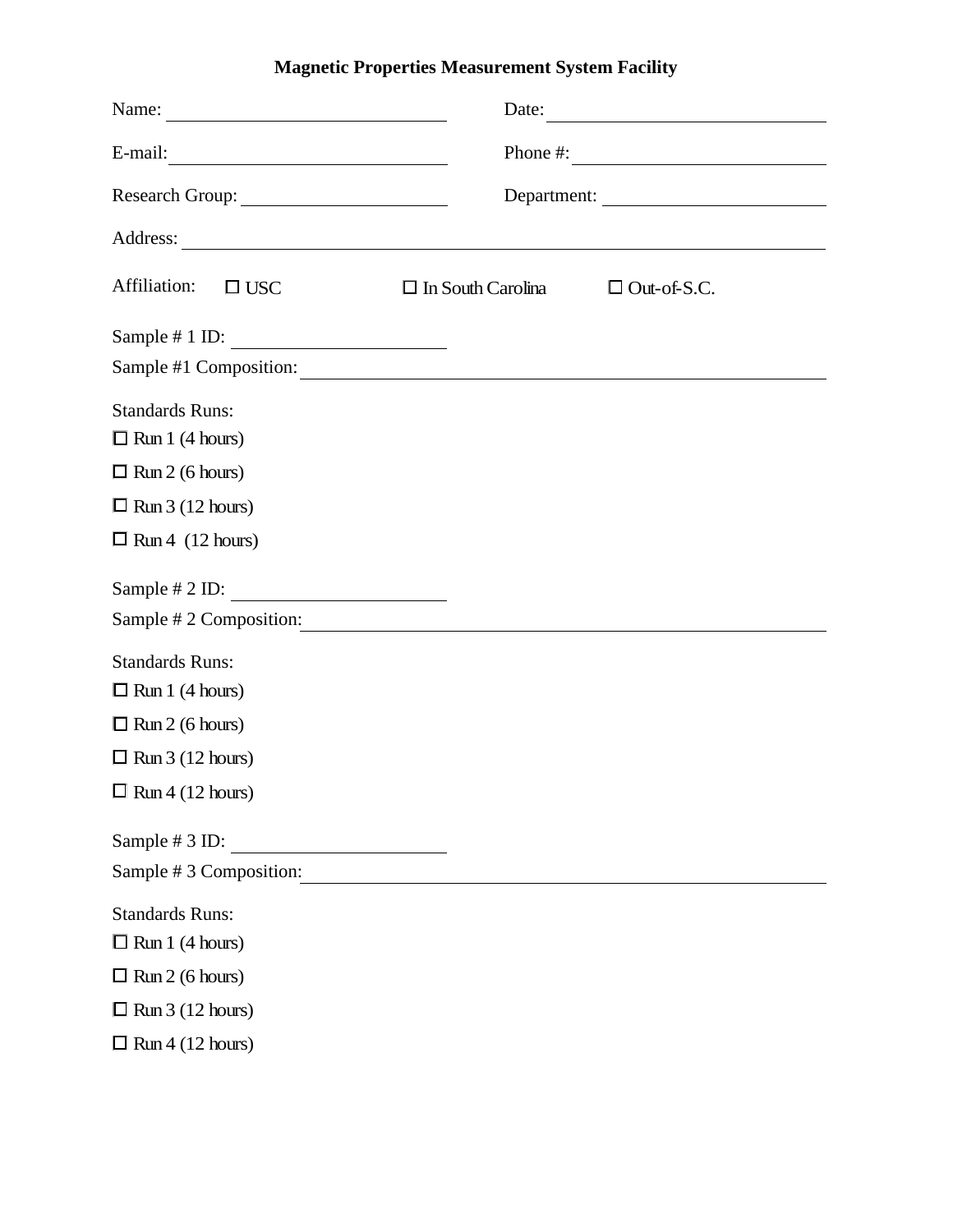**Magnetic Properties Measurement System Facility**

Name: ______________________ Date: ______________________

E-mail: ______________________ Phone #: ______________________

Research Group: ______________________ Department: ______________________

Address: ____________________________________________

Affiliation: ☐ USC ☐ In South Carolina ☐ Out-of-S.C.

Sample # 1 ID: ______________________

Sample #1 Composition: ____________________________________________

Standards Runs:

☐ Run 1 (4 hours)

☐ Run 2 (6 hours)

☐ Run 3 (12 hours)

☐ Run 4 (12 hours)

Sample # 2 ID: ______________________

Sample # 2 Composition: ____________________________________________

Standards Runs:

☐ Run 1 (4 hours)

☐ Run 2 (6 hours)

☐ Run 3 (12 hours)

☐ Run 4 (12 hours)

Sample # 3 ID: ______________________

Sample # 3 Composition: ____________________________________________

Standards Runs:

☐ Run 1 (4 hours)

☐ Run 2 (6 hours)

☐ Run 3 (12 hours)

☐ Run 4 (12 hours)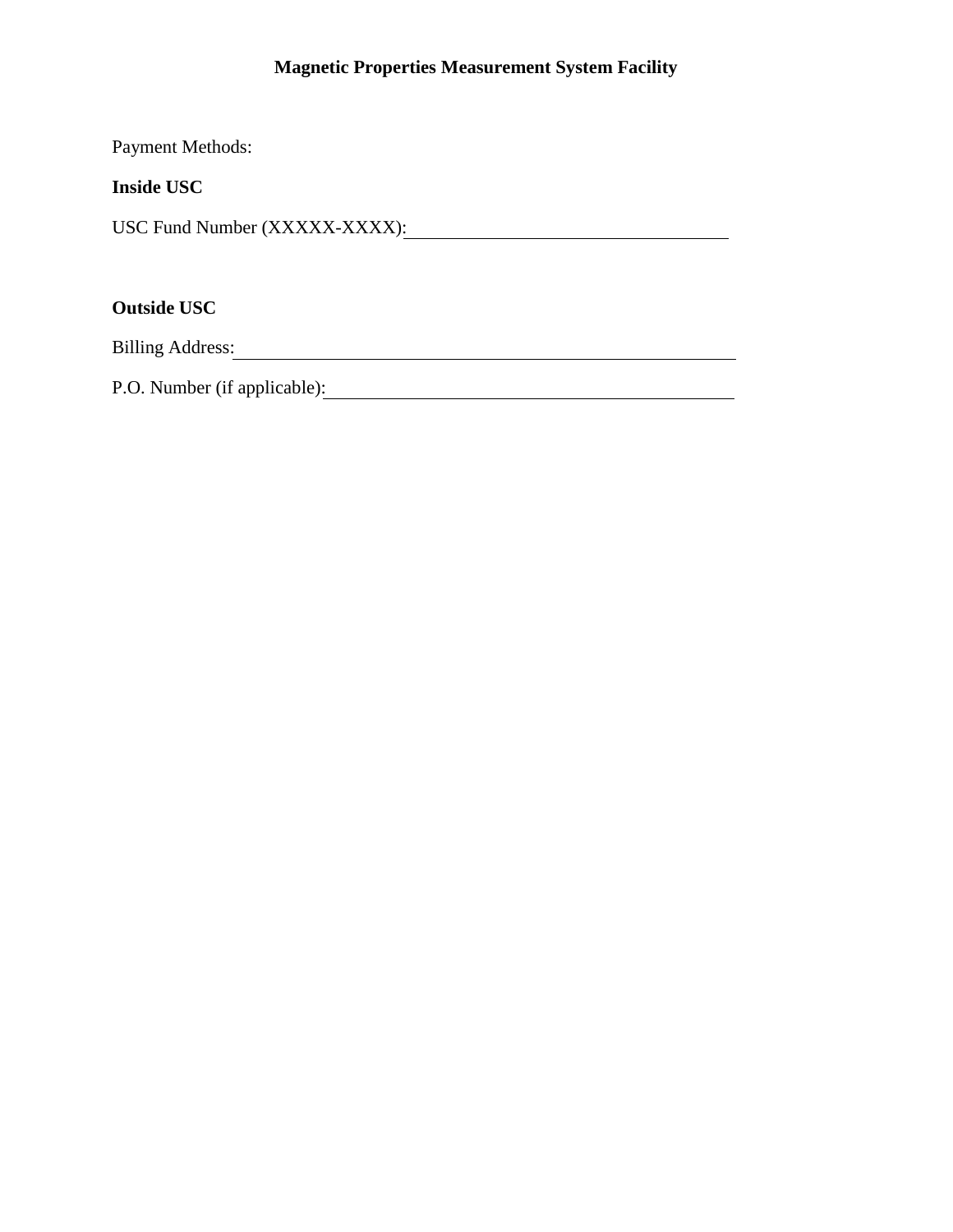**Magnetic Properties Measurement System Facility**

Payment Methods:

**Inside USC**

USC Fund Number (XXXXX-XXXX):\_\_\_\_\_\_\_\_\_\_\_\_\_\_\_\_\_\_\_\_\_\_\_\_\_\_\_\_\_\_\_\_

**Outside USC**

Billing Address:\_\_\_\_\_\_\_\_\_\_\_\_\_\_\_\_\_\_\_\_\_\_\_\_\_\_\_\_\_\_\_\_\_\_\_\_\_\_\_\_\_\_\_\_\_\_\_\_

P.O. Number (if applicable):\_\_\_\_\_\_\_\_\_\_\_\_\_\_\_\_\_\_\_\_\_\_\_\_\_\_\_\_\_\_\_\_\_\_\_\_\_\_\_\_